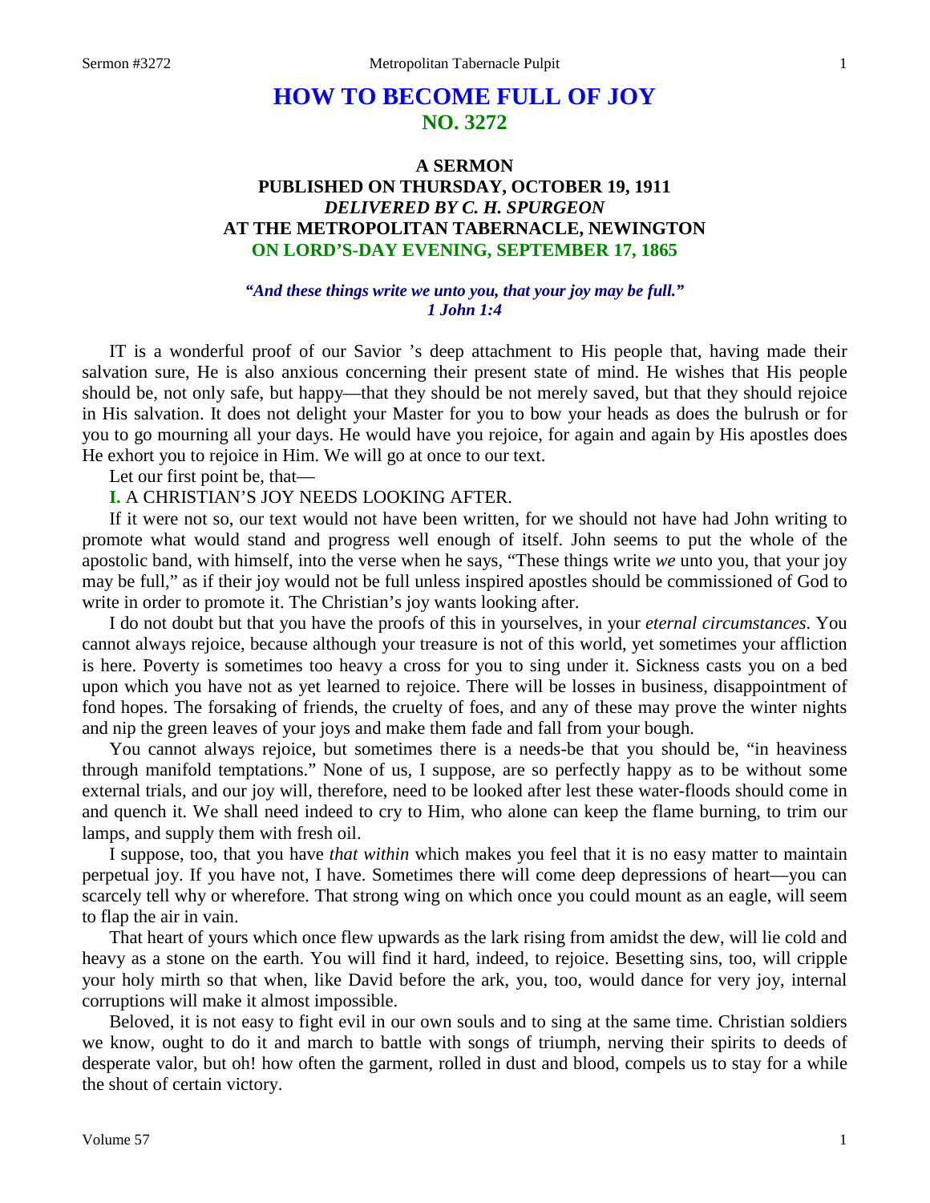# HOW TO BECOME FULL OF JOY
## NO. 3272

### A SERMON
### PUBLISHED ON THURSDAY, OCTOBER 19, 1911
### *DELIVERED BY C. H. SPURGEON*
### AT THE METROPOLITAN TABERNACLE, NEWINGTON
### ON LORD'S-DAY EVENING, SEPTEMBER 17, 1865

***"And these things write we unto you, that your joy may be full." 1 John 1:4***

IT is a wonderful proof of our Savior 's deep attachment to His people that, having made their salvation sure, He is also anxious concerning their present state of mind. He wishes that His people should be, not only safe, but happy—that they should be not merely saved, but that they should rejoice in His salvation. It does not delight your Master for you to bow your heads as does the bulrush or for you to go mourning all your days. He would have you rejoice, for again and again by His apostles does He exhort you to rejoice in Him. We will go at once to our text.

Let our first point be, that—

**I.** A CHRISTIAN'S JOY NEEDS LOOKING AFTER.

If it were not so, our text would not have been written, for we should not have had John writing to promote what would stand and progress well enough of itself. John seems to put the whole of the apostolic band, with himself, into the verse when he says, "These things write *we* unto you, that your joy may be full," as if their joy would not be full unless inspired apostles should be commissioned of God to write in order to promote it. The Christian's joy wants looking after.

I do not doubt but that you have the proofs of this in yourselves, in your *eternal circumstances*. You cannot always rejoice, because although your treasure is not of this world, yet sometimes your affliction is here. Poverty is sometimes too heavy a cross for you to sing under it. Sickness casts you on a bed upon which you have not as yet learned to rejoice. There will be losses in business, disappointment of fond hopes. The forsaking of friends, the cruelty of foes, and any of these may prove the winter nights and nip the green leaves of your joys and make them fade and fall from your bough.

You cannot always rejoice, but sometimes there is a needs-be that you should be, "in heaviness through manifold temptations." None of us, I suppose, are so perfectly happy as to be without some external trials, and our joy will, therefore, need to be looked after lest these water-floods should come in and quench it. We shall need indeed to cry to Him, who alone can keep the flame burning, to trim our lamps, and supply them with fresh oil.

I suppose, too, that you have *that within* which makes you feel that it is no easy matter to maintain perpetual joy. If you have not, I have. Sometimes there will come deep depressions of heart—you can scarcely tell why or wherefore. That strong wing on which once you could mount as an eagle, will seem to flap the air in vain.

That heart of yours which once flew upwards as the lark rising from amidst the dew, will lie cold and heavy as a stone on the earth. You will find it hard, indeed, to rejoice. Besetting sins, too, will cripple your holy mirth so that when, like David before the ark, you, too, would dance for very joy, internal corruptions will make it almost impossible.

Beloved, it is not easy to fight evil in our own souls and to sing at the same time. Christian soldiers we know, ought to do it and march to battle with songs of triumph, nerving their spirits to deeds of desperate valor, but oh! how often the garment, rolled in dust and blood, compels us to stay for a while the shout of certain victory.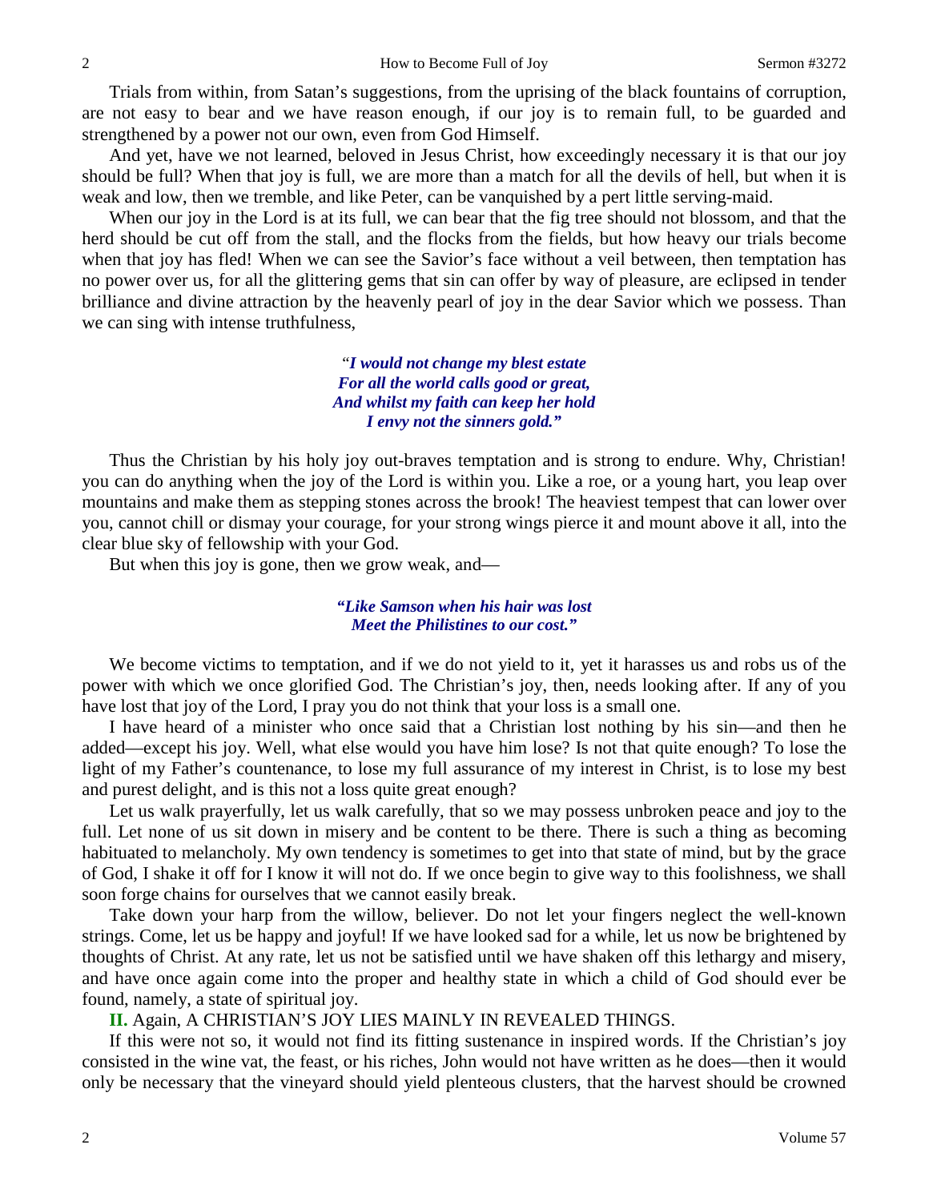Trials from within, from Satan's suggestions, from the uprising of the black fountains of corruption, are not easy to bear and we have reason enough, if our joy is to remain full, to be guarded and strengthened by a power not our own, even from God Himself.

And yet, have we not learned, beloved in Jesus Christ, how exceedingly necessary it is that our joy should be full? When that joy is full, we are more than a match for all the devils of hell, but when it is weak and low, then we tremble, and like Peter, can be vanquished by a pert little serving-maid.

When our joy in the Lord is at its full, we can bear that the fig tree should not blossom, and that the herd should be cut off from the stall, and the flocks from the fields, but how heavy our trials become when that joy has fled! When we can see the Savior's face without a veil between, then temptation has no power over us, for all the glittering gems that sin can offer by way of pleasure, are eclipsed in tender brilliance and divine attraction by the heavenly pearl of joy in the dear Savior which we possess. Than we can sing with intense truthfulness,

> *"I would not change my blest estate*
> *For all the world calls good or great,*
> *And whilst my faith can keep her hold*
> *I envy not the sinners gold."*

Thus the Christian by his holy joy out-braves temptation and is strong to endure. Why, Christian! you can do anything when the joy of the Lord is within you. Like a roe, or a young hart, you leap over mountains and make them as stepping stones across the brook! The heaviest tempest that can lower over you, cannot chill or dismay your courage, for your strong wings pierce it and mount above it all, into the clear blue sky of fellowship with your God.

But when this joy is gone, then we grow weak, and—

> *"Like Samson when his hair was lost*
> *Meet the Philistines to our cost."*

We become victims to temptation, and if we do not yield to it, yet it harasses us and robs us of the power with which we once glorified God. The Christian's joy, then, needs looking after. If any of you have lost that joy of the Lord, I pray you do not think that your loss is a small one.

I have heard of a minister who once said that a Christian lost nothing by his sin—and then he added—except his joy. Well, what else would you have him lose? Is not that quite enough? To lose the light of my Father's countenance, to lose my full assurance of my interest in Christ, is to lose my best and purest delight, and is this not a loss quite great enough?

Let us walk prayerfully, let us walk carefully, that so we may possess unbroken peace and joy to the full. Let none of us sit down in misery and be content to be there. There is such a thing as becoming habituated to melancholy. My own tendency is sometimes to get into that state of mind, but by the grace of God, I shake it off for I know it will not do. If we once begin to give way to this foolishness, we shall soon forge chains for ourselves that we cannot easily break.

Take down your harp from the willow, believer. Do not let your fingers neglect the well-known strings. Come, let us be happy and joyful! If we have looked sad for a while, let us now be brightened by thoughts of Christ. At any rate, let us not be satisfied until we have shaken off this lethargy and misery, and have once again come into the proper and healthy state in which a child of God should ever be found, namely, a state of spiritual joy.

**II.** Again, A CHRISTIAN'S JOY LIES MAINLY IN REVEALED THINGS.

If this were not so, it would not find its fitting sustenance in inspired words. If the Christian's joy consisted in the wine vat, the feast, or his riches, John would not have written as he does—then it would only be necessary that the vineyard should yield plenteous clusters, that the harvest should be crowned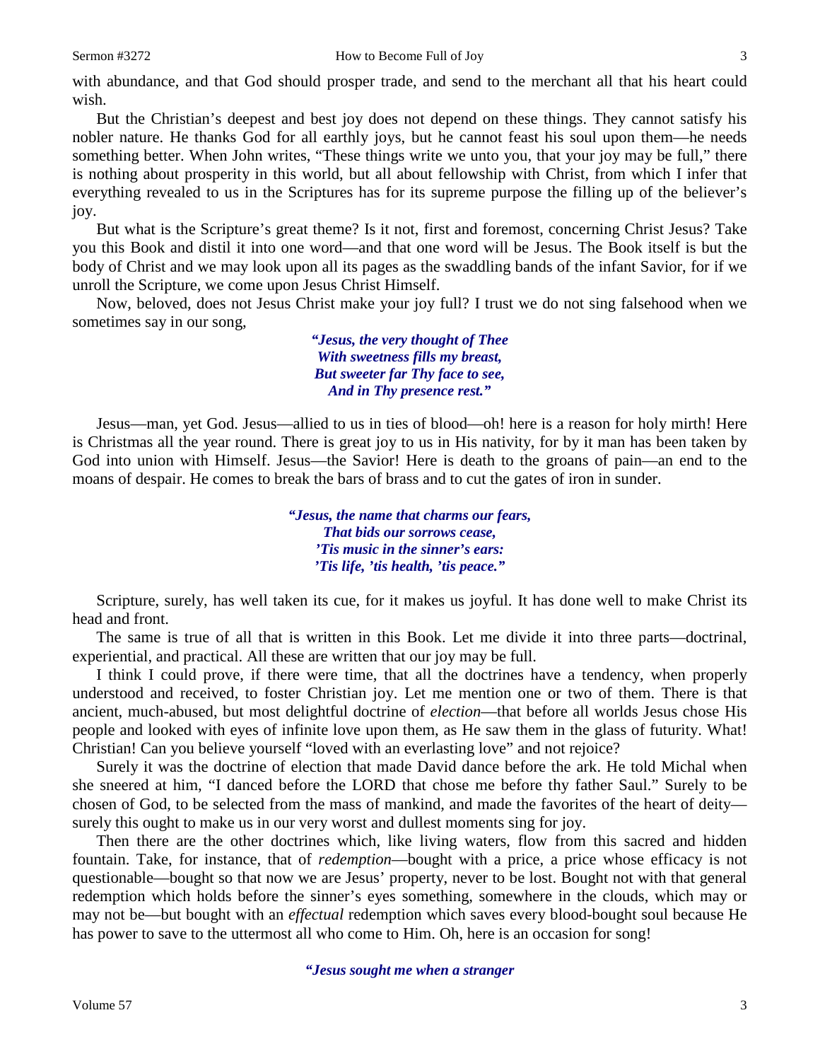with abundance, and that God should prosper trade, and send to the merchant all that his heart could wish.

But the Christian's deepest and best joy does not depend on these things. They cannot satisfy his nobler nature. He thanks God for all earthly joys, but he cannot feast his soul upon them—he needs something better. When John writes, "These things write we unto you, that your joy may be full," there is nothing about prosperity in this world, but all about fellowship with Christ, from which I infer that everything revealed to us in the Scriptures has for its supreme purpose the filling up of the believer's joy.

But what is the Scripture's great theme? Is it not, first and foremost, concerning Christ Jesus? Take you this Book and distil it into one word—and that one word will be Jesus. The Book itself is but the body of Christ and we may look upon all its pages as the swaddling bands of the infant Savior, for if we unroll the Scripture, we come upon Jesus Christ Himself.

Now, beloved, does not Jesus Christ make your joy full? I trust we do not sing falsehood when we sometimes say in our song,

> ***"Jesus, the very thought of Thee***
> ***With sweetness fills my breast,***
> ***But sweeter far Thy face to see,***
> ***And in Thy presence rest."***

Jesus—man, yet God. Jesus—allied to us in ties of blood—oh! here is a reason for holy mirth! Here is Christmas all the year round. There is great joy to us in His nativity, for by it man has been taken by God into union with Himself. Jesus—the Savior! Here is death to the groans of pain—an end to the moans of despair. He comes to break the bars of brass and to cut the gates of iron in sunder.

> ***"Jesus, the name that charms our fears,***
> ***That bids our sorrows cease,***
> ***'Tis music in the sinner's ears:***
> ***'Tis life, 'tis health, 'tis peace."***

Scripture, surely, has well taken its cue, for it makes us joyful. It has done well to make Christ its head and front.

The same is true of all that is written in this Book. Let me divide it into three parts—doctrinal, experiential, and practical. All these are written that our joy may be full.

I think I could prove, if there were time, that all the doctrines have a tendency, when properly understood and received, to foster Christian joy. Let me mention one or two of them. There is that ancient, much-abused, but most delightful doctrine of *election*—that before all worlds Jesus chose His people and looked with eyes of infinite love upon them, as He saw them in the glass of futurity. What! Christian! Can you believe yourself "loved with an everlasting love" and not rejoice?

Surely it was the doctrine of election that made David dance before the ark. He told Michal when she sneered at him, "I danced before the LORD that chose me before thy father Saul." Surely to be chosen of God, to be selected from the mass of mankind, and made the favorites of the heart of deity—surely this ought to make us in our very worst and dullest moments sing for joy.

Then there are the other doctrines which, like living waters, flow from this sacred and hidden fountain. Take, for instance, that of *redemption*—bought with a price, a price whose efficacy is not questionable—bought so that now we are Jesus' property, never to be lost. Bought not with that general redemption which holds before the sinner's eyes something, somewhere in the clouds, which may or may not be—but bought with an *effectual* redemption which saves every blood-bought soul because He has power to save to the uttermost all who come to Him. Oh, here is an occasion for song!

> ***"Jesus sought me when a stranger***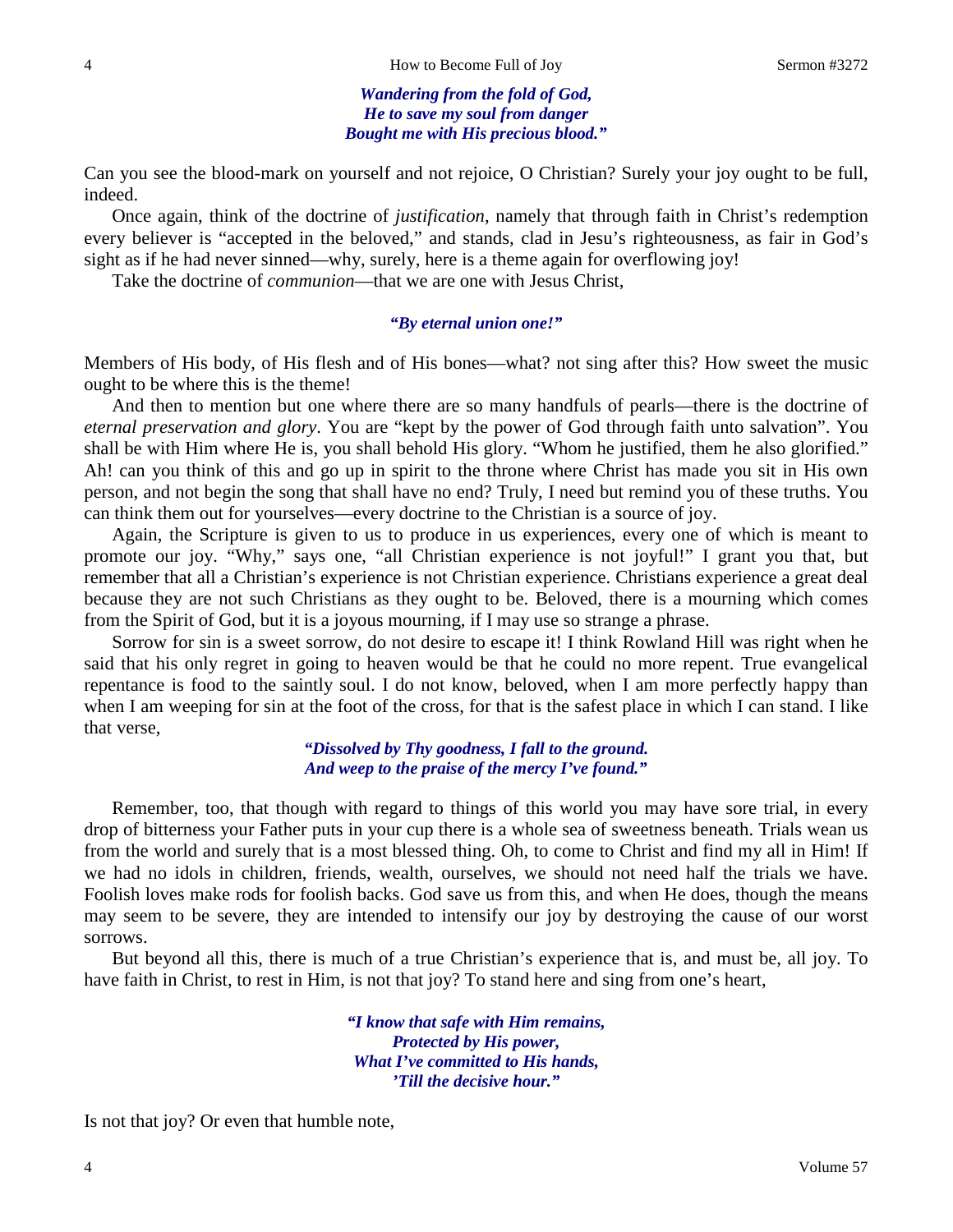*Wandering from the fold of God,*
*He to save my soul from danger*
*Bought me with His precious blood."*

Can you see the blood-mark on yourself and not rejoice, O Christian? Surely your joy ought to be full, indeed.

Once again, think of the doctrine of *justification*, namely that through faith in Christ's redemption every believer is "accepted in the beloved," and stands, clad in Jesu's righteousness, as fair in God's sight as if he had never sinned—why, surely, here is a theme again for overflowing joy!

Take the doctrine of *communion*—that we are one with Jesus Christ,

*"By eternal union one!"*

Members of His body, of His flesh and of His bones—what? not sing after this? How sweet the music ought to be where this is the theme!

And then to mention but one where there are so many handfuls of pearls—there is the doctrine of *eternal preservation and glory*. You are "kept by the power of God through faith unto salvation". You shall be with Him where He is, you shall behold His glory. "Whom he justified, them he also glorified." Ah! can you think of this and go up in spirit to the throne where Christ has made you sit in His own person, and not begin the song that shall have no end? Truly, I need but remind you of these truths. You can think them out for yourselves—every doctrine to the Christian is a source of joy.

Again, the Scripture is given to us to produce in us experiences, every one of which is meant to promote our joy. "Why," says one, "all Christian experience is not joyful!" I grant you that, but remember that all a Christian's experience is not Christian experience. Christians experience a great deal because they are not such Christians as they ought to be. Beloved, there is a mourning which comes from the Spirit of God, but it is a joyous mourning, if I may use so strange a phrase.

Sorrow for sin is a sweet sorrow, do not desire to escape it! I think Rowland Hill was right when he said that his only regret in going to heaven would be that he could no more repent. True evangelical repentance is food to the saintly soul. I do not know, beloved, when I am more perfectly happy than when I am weeping for sin at the foot of the cross, for that is the safest place in which I can stand. I like that verse,

*"Dissolved by Thy goodness, I fall to the ground.*
*And weep to the praise of the mercy I've found."*

Remember, too, that though with regard to things of this world you may have sore trial, in every drop of bitterness your Father puts in your cup there is a whole sea of sweetness beneath. Trials wean us from the world and surely that is a most blessed thing. Oh, to come to Christ and find my all in Him! If we had no idols in children, friends, wealth, ourselves, we should not need half the trials we have. Foolish loves make rods for foolish backs. God save us from this, and when He does, though the means may seem to be severe, they are intended to intensify our joy by destroying the cause of our worst sorrows.

But beyond all this, there is much of a true Christian's experience that is, and must be, all joy. To have faith in Christ, to rest in Him, is not that joy? To stand here and sing from one's heart,

*"I know that safe with Him remains,*
*Protected by His power,*
*What I've committed to His hands,*
*'Till the decisive hour."*

Is not that joy? Or even that humble note,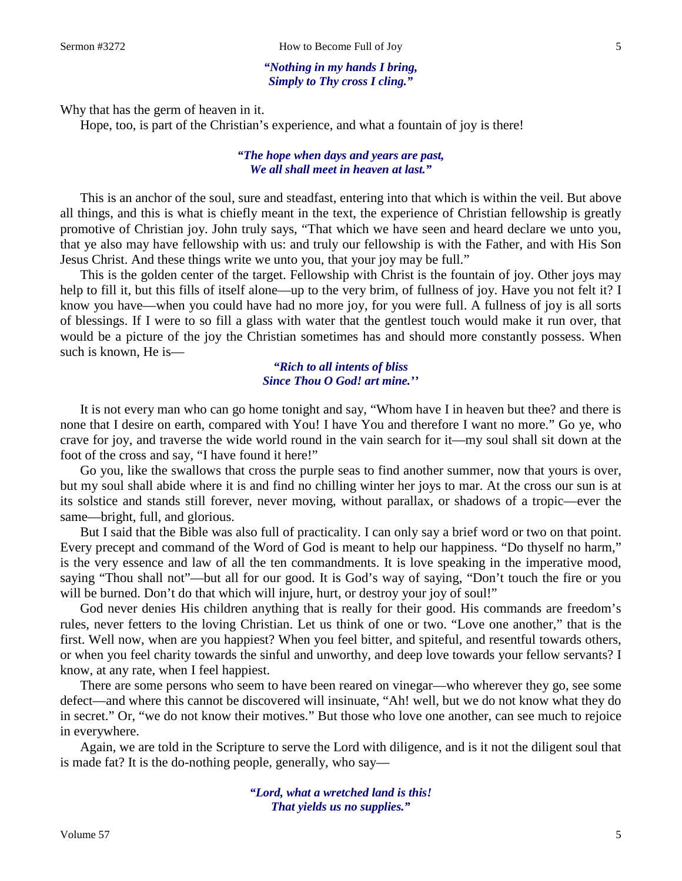*"Nothing in my hands I bring,*
*Simply to Thy cross I cling."*

Why that has the germ of heaven in it.

Hope, too, is part of the Christian's experience, and what a fountain of joy is there!

*"The hope when days and years are past,*
*We all shall meet in heaven at last."*

This is an anchor of the soul, sure and steadfast, entering into that which is within the veil. But above all things, and this is what is chiefly meant in the text, the experience of Christian fellowship is greatly promotive of Christian joy. John truly says, "That which we have seen and heard declare we unto you, that ye also may have fellowship with us: and truly our fellowship is with the Father, and with His Son Jesus Christ. And these things write we unto you, that your joy may be full."

This is the golden center of the target. Fellowship with Christ is the fountain of joy. Other joys may help to fill it, but this fills of itself alone—up to the very brim, of fullness of joy. Have you not felt it? I know you have—when you could have had no more joy, for you were full. A fullness of joy is all sorts of blessings. If I were to so fill a glass with water that the gentlest touch would make it run over, that would be a picture of the joy the Christian sometimes has and should more constantly possess. When such is known, He is—

*"Rich to all intents of bliss*
*Since Thou O God! art mine.''*

It is not every man who can go home tonight and say, "Whom have I in heaven but thee? and there is none that I desire on earth, compared with You! I have You and therefore I want no more." Go ye, who crave for joy, and traverse the wide world round in the vain search for it—my soul shall sit down at the foot of the cross and say, "I have found it here!"

Go you, like the swallows that cross the purple seas to find another summer, now that yours is over, but my soul shall abide where it is and find no chilling winter her joys to mar. At the cross our sun is at its solstice and stands still forever, never moving, without parallax, or shadows of a tropic—ever the same—bright, full, and glorious.

But I said that the Bible was also full of practicality. I can only say a brief word or two on that point. Every precept and command of the Word of God is meant to help our happiness. "Do thyself no harm," is the very essence and law of all the ten commandments. It is love speaking in the imperative mood, saying "Thou shall not"—but all for our good. It is God's way of saying, "Don't touch the fire or you will be burned. Don't do that which will injure, hurt, or destroy your joy of soul!"

God never denies His children anything that is really for their good. His commands are freedom's rules, never fetters to the loving Christian. Let us think of one or two. "Love one another," that is the first. Well now, when are you happiest? When you feel bitter, and spiteful, and resentful towards others, or when you feel charity towards the sinful and unworthy, and deep love towards your fellow servants? I know, at any rate, when I feel happiest.

There are some persons who seem to have been reared on vinegar—who wherever they go, see some defect—and where this cannot be discovered will insinuate, "Ah! well, but we do not know what they do in secret." Or, "we do not know their motives." But those who love one another, can see much to rejoice in everywhere.

Again, we are told in the Scripture to serve the Lord with diligence, and is it not the diligent soul that is made fat? It is the do-nothing people, generally, who say—

*"Lord, what a wretched land is this!*
*That yields us no supplies."*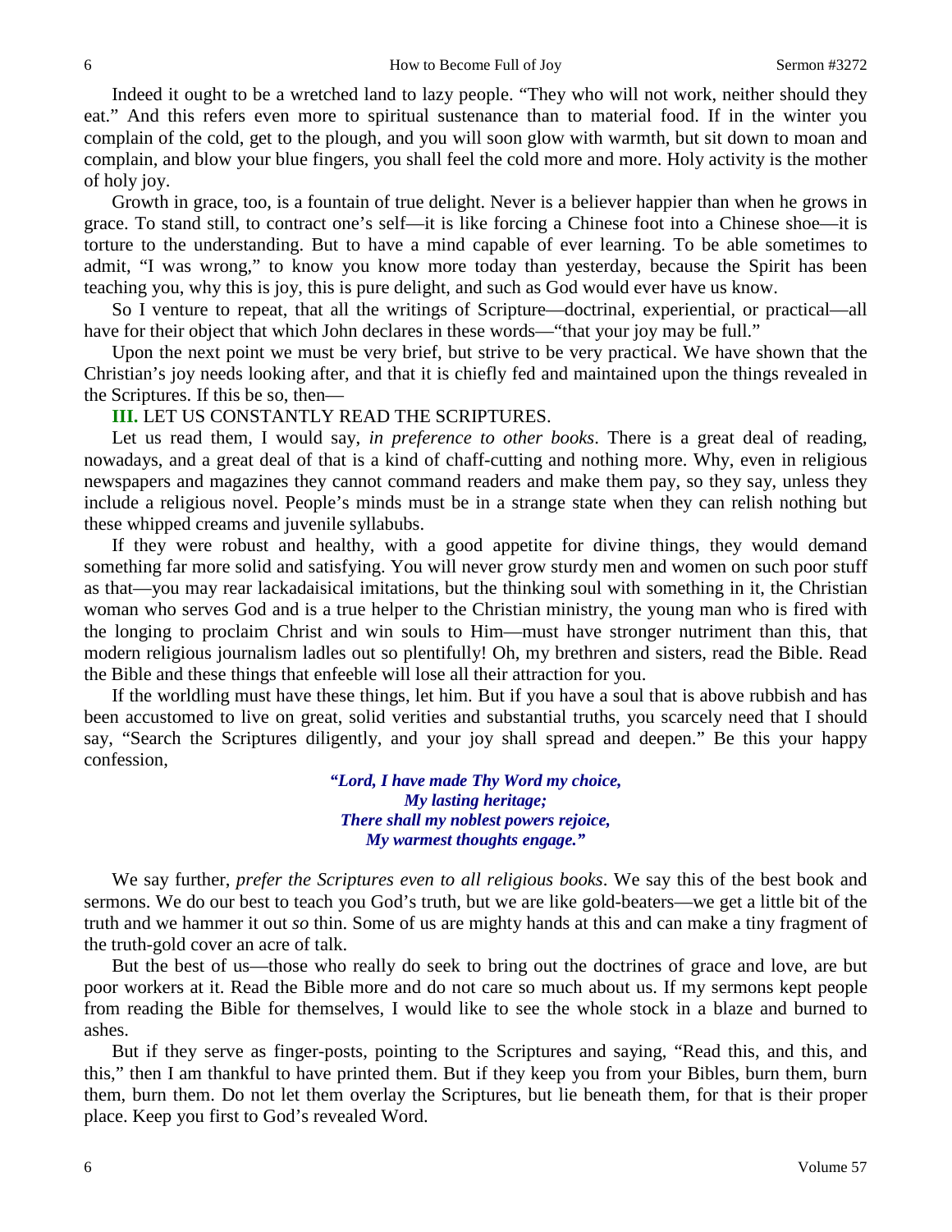Indeed it ought to be a wretched land to lazy people. "They who will not work, neither should they eat." And this refers even more to spiritual sustenance than to material food. If in the winter you complain of the cold, get to the plough, and you will soon glow with warmth, but sit down to moan and complain, and blow your blue fingers, you shall feel the cold more and more. Holy activity is the mother of holy joy.

Growth in grace, too, is a fountain of true delight. Never is a believer happier than when he grows in grace. To stand still, to contract one's self—it is like forcing a Chinese foot into a Chinese shoe—it is torture to the understanding. But to have a mind capable of ever learning. To be able sometimes to admit, "I was wrong," to know you know more today than yesterday, because the Spirit has been teaching you, why this is joy, this is pure delight, and such as God would ever have us know.

So I venture to repeat, that all the writings of Scripture—doctrinal, experiential, or practical—all have for their object that which John declares in these words—"that your joy may be full."

Upon the next point we must be very brief, but strive to be very practical. We have shown that the Christian's joy needs looking after, and that it is chiefly fed and maintained upon the things revealed in the Scriptures. If this be so, then—

**III.** LET US CONSTANTLY READ THE SCRIPTURES.

Let us read them, I would say, *in preference to other books*. There is a great deal of reading, nowadays, and a great deal of that is a kind of chaff-cutting and nothing more. Why, even in religious newspapers and magazines they cannot command readers and make them pay, so they say, unless they include a religious novel. People's minds must be in a strange state when they can relish nothing but these whipped creams and juvenile syllabubs.

If they were robust and healthy, with a good appetite for divine things, they would demand something far more solid and satisfying. You will never grow sturdy men and women on such poor stuff as that—you may rear lackadaisical imitations, but the thinking soul with something in it, the Christian woman who serves God and is a true helper to the Christian ministry, the young man who is fired with the longing to proclaim Christ and win souls to Him—must have stronger nutriment than this, that modern religious journalism ladles out so plentifully! Oh, my brethren and sisters, read the Bible. Read the Bible and these things that enfeeble will lose all their attraction for you.

If the worldling must have these things, let him. But if you have a soul that is above rubbish and has been accustomed to live on great, solid verities and substantial truths, you scarcely need that I should say, "Search the Scriptures diligently, and your joy shall spread and deepen." Be this your happy confession,

> ***"Lord, I have made Thy Word my choice,***
> ***My lasting heritage;***
> ***There shall my noblest powers rejoice,***
> ***My warmest thoughts engage."***

We say further, *prefer the Scriptures even to all religious books*. We say this of the best book and sermons. We do our best to teach you God's truth, but we are like gold-beaters—we get a little bit of the truth and we hammer it out *so* thin. Some of us are mighty hands at this and can make a tiny fragment of the truth-gold cover an acre of talk.

But the best of us—those who really do seek to bring out the doctrines of grace and love, are but poor workers at it. Read the Bible more and do not care so much about us. If my sermons kept people from reading the Bible for themselves, I would like to see the whole stock in a blaze and burned to ashes.

But if they serve as finger-posts, pointing to the Scriptures and saying, "Read this, and this, and this," then I am thankful to have printed them. But if they keep you from your Bibles, burn them, burn them, burn them. Do not let them overlay the Scriptures, but lie beneath them, for that is their proper place. Keep you first to God's revealed Word.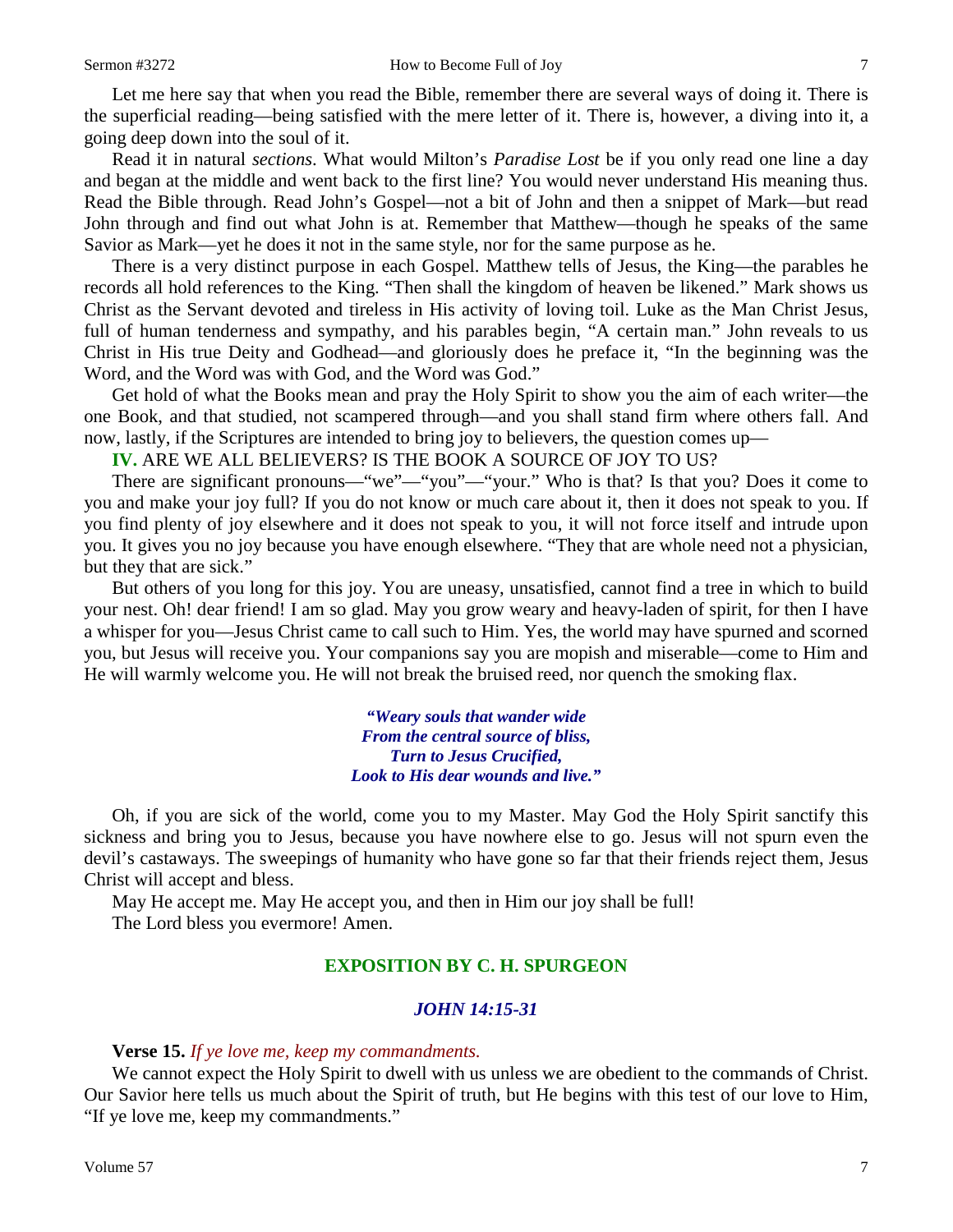Let me here say that when you read the Bible, remember there are several ways of doing it. There is the superficial reading—being satisfied with the mere letter of it. There is, however, a diving into it, a going deep down into the soul of it.

Read it in natural *sections*. What would Milton's *Paradise Lost* be if you only read one line a day and began at the middle and went back to the first line? You would never understand His meaning thus. Read the Bible through. Read John's Gospel—not a bit of John and then a snippet of Mark—but read John through and find out what John is at. Remember that Matthew—though he speaks of the same Savior as Mark—yet he does it not in the same style, nor for the same purpose as he.

There is a very distinct purpose in each Gospel. Matthew tells of Jesus, the King—the parables he records all hold references to the King. "Then shall the kingdom of heaven be likened." Mark shows us Christ as the Servant devoted and tireless in His activity of loving toil. Luke as the Man Christ Jesus, full of human tenderness and sympathy, and his parables begin, "A certain man." John reveals to us Christ in His true Deity and Godhead—and gloriously does he preface it, "In the beginning was the Word, and the Word was with God, and the Word was God."

Get hold of what the Books mean and pray the Holy Spirit to show you the aim of each writer—the one Book, and that studied, not scampered through—and you shall stand firm where others fall. And now, lastly, if the Scriptures are intended to bring joy to believers, the question comes up—

**IV.** ARE WE ALL BELIEVERS? IS THE BOOK A SOURCE OF JOY TO US?

There are significant pronouns—"we"—"you"—"your." Who is that? Is that you? Does it come to you and make your joy full? If you do not know or much care about it, then it does not speak to you. If you find plenty of joy elsewhere and it does not speak to you, it will not force itself and intrude upon you. It gives you no joy because you have enough elsewhere. "They that are whole need not a physician, but they that are sick."

But others of you long for this joy. You are uneasy, unsatisfied, cannot find a tree in which to build your nest. Oh! dear friend! I am so glad. May you grow weary and heavy-laden of spirit, for then I have a whisper for you—Jesus Christ came to call such to Him. Yes, the world may have spurned and scorned you, but Jesus will receive you. Your companions say you are mopish and miserable—come to Him and He will warmly welcome you. He will not break the bruised reed, nor quench the smoking flax.

> ***"Weary souls that wander wide***
> ***From the central source of bliss,***
> ***Turn to Jesus Crucified,***
> ***Look to His dear wounds and live."***

Oh, if you are sick of the world, come you to my Master. May God the Holy Spirit sanctify this sickness and bring you to Jesus, because you have nowhere else to go. Jesus will not spurn even the devil's castaways. The sweepings of humanity who have gone so far that their friends reject them, Jesus Christ will accept and bless.

May He accept me. May He accept you, and then in Him our joy shall be full!

The Lord bless you evermore! Amen.

## EXPOSITION BY C. H. SPURGEON

### *JOHN 14:15-31*

**Verse 15.** *If ye love me, keep my commandments.*

We cannot expect the Holy Spirit to dwell with us unless we are obedient to the commands of Christ. Our Savior here tells us much about the Spirit of truth, but He begins with this test of our love to Him, "If ye love me, keep my commandments."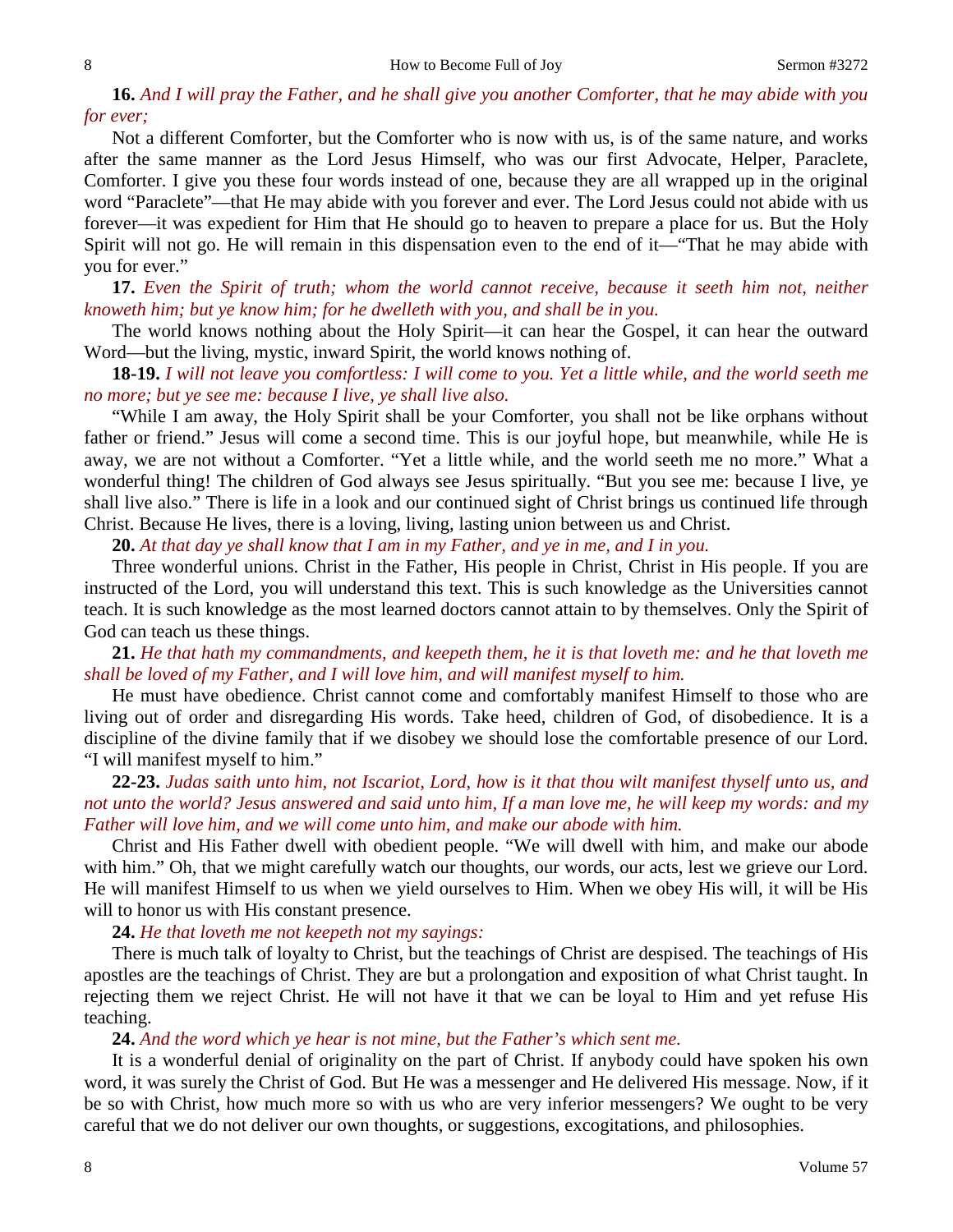**16.** *And I will pray the Father, and he shall give you another Comforter, that he may abide with you for ever;*

Not a different Comforter, but the Comforter who is now with us, is of the same nature, and works after the same manner as the Lord Jesus Himself, who was our first Advocate, Helper, Paraclete, Comforter. I give you these four words instead of one, because they are all wrapped up in the original word "Paraclete"—that He may abide with you forever and ever. The Lord Jesus could not abide with us forever—it was expedient for Him that He should go to heaven to prepare a place for us. But the Holy Spirit will not go. He will remain in this dispensation even to the end of it—"That he may abide with you for ever."

**17.** *Even the Spirit of truth; whom the world cannot receive, because it seeth him not, neither knoweth him; but ye know him; for he dwelleth with you, and shall be in you.*

The world knows nothing about the Holy Spirit—it can hear the Gospel, it can hear the outward Word—but the living, mystic, inward Spirit, the world knows nothing of.

**18-19.** *I will not leave you comfortless: I will come to you. Yet a little while, and the world seeth me no more; but ye see me: because I live, ye shall live also.*

"While I am away, the Holy Spirit shall be your Comforter, you shall not be like orphans without father or friend." Jesus will come a second time. This is our joyful hope, but meanwhile, while He is away, we are not without a Comforter. "Yet a little while, and the world seeth me no more." What a wonderful thing! The children of God always see Jesus spiritually. "But you see me: because I live, ye shall live also." There is life in a look and our continued sight of Christ brings us continued life through Christ. Because He lives, there is a loving, living, lasting union between us and Christ.

**20.** *At that day ye shall know that I am in my Father, and ye in me, and I in you.*

Three wonderful unions. Christ in the Father, His people in Christ, Christ in His people. If you are instructed of the Lord, you will understand this text. This is such knowledge as the Universities cannot teach. It is such knowledge as the most learned doctors cannot attain to by themselves. Only the Spirit of God can teach us these things.

**21.** *He that hath my commandments, and keepeth them, he it is that loveth me: and he that loveth me shall be loved of my Father, and I will love him, and will manifest myself to him.*

He must have obedience. Christ cannot come and comfortably manifest Himself to those who are living out of order and disregarding His words. Take heed, children of God, of disobedience. It is a discipline of the divine family that if we disobey we should lose the comfortable presence of our Lord. "I will manifest myself to him."

**22-23.** *Judas saith unto him, not Iscariot, Lord, how is it that thou wilt manifest thyself unto us, and not unto the world? Jesus answered and said unto him, If a man love me, he will keep my words: and my Father will love him, and we will come unto him, and make our abode with him.*

Christ and His Father dwell with obedient people. "We will dwell with him, and make our abode with him." Oh, that we might carefully watch our thoughts, our words, our acts, lest we grieve our Lord. He will manifest Himself to us when we yield ourselves to Him. When we obey His will, it will be His will to honor us with His constant presence.

**24.** *He that loveth me not keepeth not my sayings:*

There is much talk of loyalty to Christ, but the teachings of Christ are despised. The teachings of His apostles are the teachings of Christ. They are but a prolongation and exposition of what Christ taught. In rejecting them we reject Christ. He will not have it that we can be loyal to Him and yet refuse His teaching.

**24.** *And the word which ye hear is not mine, but the Father's which sent me.*

It is a wonderful denial of originality on the part of Christ. If anybody could have spoken his own word, it was surely the Christ of God. But He was a messenger and He delivered His message. Now, if it be so with Christ, how much more so with us who are very inferior messengers? We ought to be very careful that we do not deliver our own thoughts, or suggestions, excogitations, and philosophies.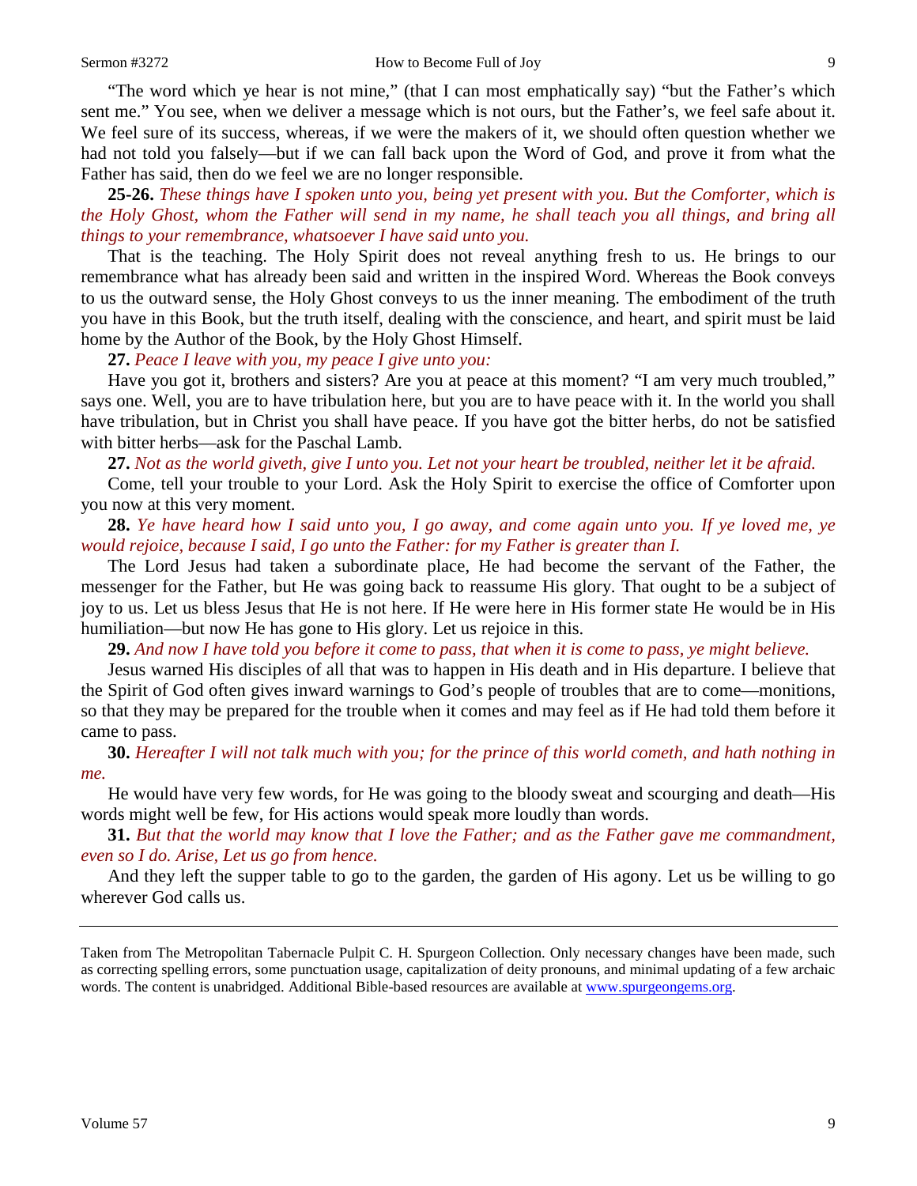"The word which ye hear is not mine," (that I can most emphatically say) "but the Father's which sent me." You see, when we deliver a message which is not ours, but the Father's, we feel safe about it. We feel sure of its success, whereas, if we were the makers of it, we should often question whether we had not told you falsely—but if we can fall back upon the Word of God, and prove it from what the Father has said, then do we feel we are no longer responsible.

**25-26.** *These things have I spoken unto you, being yet present with you. But the Comforter, which is the Holy Ghost, whom the Father will send in my name, he shall teach you all things, and bring all things to your remembrance, whatsoever I have said unto you.*

That is the teaching. The Holy Spirit does not reveal anything fresh to us. He brings to our remembrance what has already been said and written in the inspired Word. Whereas the Book conveys to us the outward sense, the Holy Ghost conveys to us the inner meaning. The embodiment of the truth you have in this Book, but the truth itself, dealing with the conscience, and heart, and spirit must be laid home by the Author of the Book, by the Holy Ghost Himself.

**27.** *Peace I leave with you, my peace I give unto you:*

Have you got it, brothers and sisters? Are you at peace at this moment? "I am very much troubled," says one. Well, you are to have tribulation here, but you are to have peace with it. In the world you shall have tribulation, but in Christ you shall have peace. If you have got the bitter herbs, do not be satisfied with bitter herbs—ask for the Paschal Lamb.

**27.** *Not as the world giveth, give I unto you. Let not your heart be troubled, neither let it be afraid.*

Come, tell your trouble to your Lord. Ask the Holy Spirit to exercise the office of Comforter upon you now at this very moment.

**28.** *Ye have heard how I said unto you, I go away, and come again unto you. If ye loved me, ye would rejoice, because I said, I go unto the Father: for my Father is greater than I.*

The Lord Jesus had taken a subordinate place, He had become the servant of the Father, the messenger for the Father, but He was going back to reassume His glory. That ought to be a subject of joy to us. Let us bless Jesus that He is not here. If He were here in His former state He would be in His humiliation—but now He has gone to His glory. Let us rejoice in this.

**29.** *And now I have told you before it come to pass, that when it is come to pass, ye might believe.*

Jesus warned His disciples of all that was to happen in His death and in His departure. I believe that the Spirit of God often gives inward warnings to God's people of troubles that are to come—monitions, so that they may be prepared for the trouble when it comes and may feel as if He had told them before it came to pass.

**30.** *Hereafter I will not talk much with you; for the prince of this world cometh, and hath nothing in me.*

He would have very few words, for He was going to the bloody sweat and scourging and death—His words might well be few, for His actions would speak more loudly than words.

**31.** *But that the world may know that I love the Father; and as the Father gave me commandment, even so I do. Arise, Let us go from hence.*

And they left the supper table to go to the garden, the garden of His agony. Let us be willing to go wherever God calls us.

---

Taken from The Metropolitan Tabernacle Pulpit C. H. Spurgeon Collection. Only necessary changes have been made, such as correcting spelling errors, some punctuation usage, capitalization of deity pronouns, and minimal updating of a few archaic words. The content is unabridged. Additional Bible-based resources are available at www.spurgeongems.org.